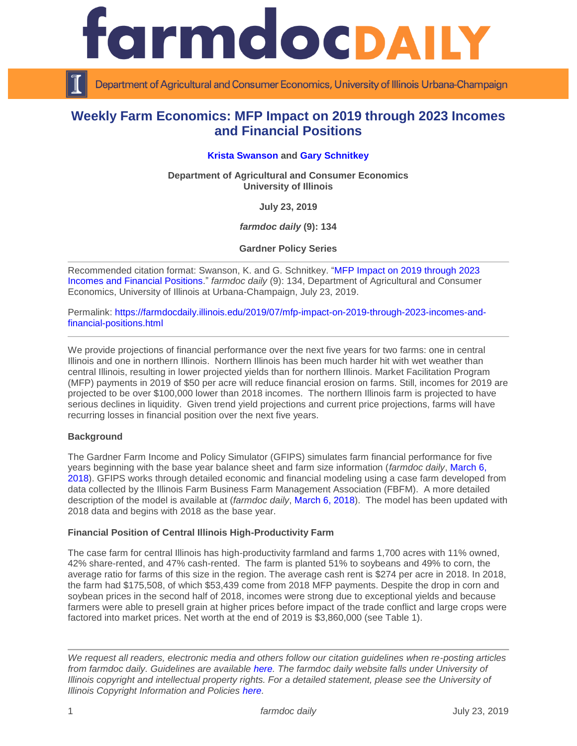# Weekly Farm Economics: MFP Impact on 2019 through 2023 Incomes and Financial Positions

**Krista Swanson** and **Gary Schnitkey**

**Department of Agricultural and Consumer Economics**
**University of Illinois**

**July 23, 2019**

***farmdoc daily* (9): 134**

**Gardner Policy Series**

---

Recommended citation format: Swanson, K. and G. Schnitkey. "MFP Impact on 2019 through 2023 Incomes and Financial Positions." *farmdoc daily* (9): 134, Department of Agricultural and Consumer Economics, University of Illinois at Urbana-Champaign, July 23, 2019.

Permalink: https://farmdocdaily.illinois.edu/2019/07/mfp-impact-on-2019-through-2023-incomes-and-financial-positions.html

---

We provide projections of financial performance over the next five years for two farms: one in central Illinois and one in northern Illinois. Northern Illinois has been much harder hit with wet weather than central Illinois, resulting in lower projected yields than for northern Illinois. Market Facilitation Program (MFP) payments in 2019 of $50 per acre will reduce financial erosion on farms. Still, incomes for 2019 are projected to be over $100,000 lower than 2018 incomes. The northern Illinois farm is projected to have serious declines in liquidity. Given trend yield projections and current price projections, farms will have recurring losses in financial position over the next five years.

**Background**

The Gardner Farm Income and Policy Simulator (GFIPS) simulates farm financial performance for five years beginning with the base year balance sheet and farm size information (*farmdoc daily*, March 6, 2018). GFIPS works through detailed economic and financial modeling using a case farm developed from data collected by the Illinois Farm Business Farm Management Association (FBFM). A more detailed description of the model is available at (*farmdoc daily*, March 6, 2018). The model has updated with 2018 data and begins with 2018 as the base year.

**Financial Position of Central Illinois High-Productivity Farm**

The case farm for central Illinois has high-productivity farmland and farms 1,700 acres with 11% owned, 42% share-rented, and 47% cash-rented. The farm is planted 51% to soybeans and 49% to corn, the average ratio for farms of this size in the region. The average cash rent is $274 per acre in 2018. In 2018, the farm had $175,508, of which $53,439 come from 2018 MFP payments. Despite the drop in corn and soybean prices in the second half of 2018, incomes were strong due to exceptional yields and because farmers were able to presell grain at higher prices before impact of the trade conflict and large crops were factored into market prices. Net worth at the end of 2019 is $3,860,000 (see Table 1).

---

*We request all readers, electronic media and others follow our citation guidelines when re-posting articles from farmdoc daily. Guidelines are available here. The farmdoc daily website falls under University of Illinois copyright and intellectual property rights. For a detailed statement, please see the University of Illinois Copyright Information and Policies here.*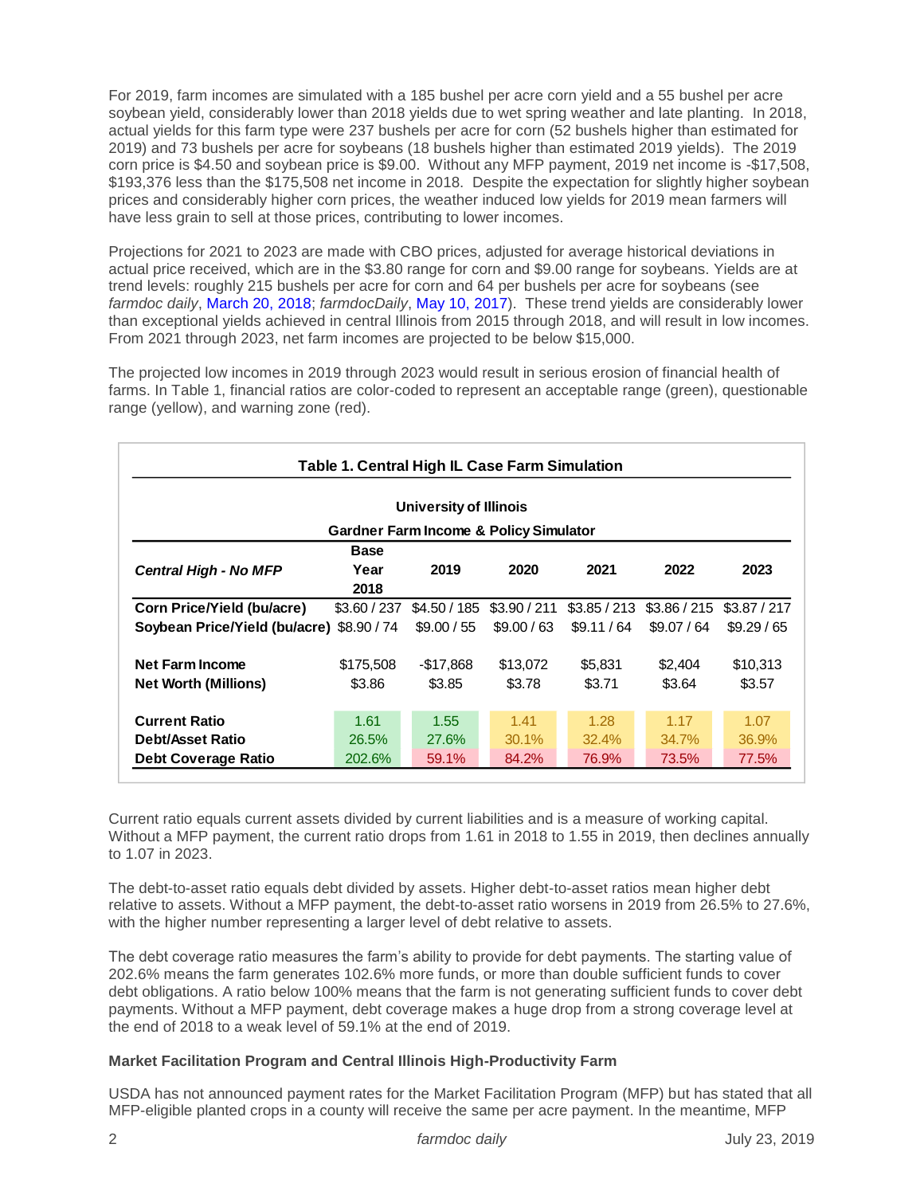For 2019, farm incomes are simulated with a 185 bushel per acre corn yield and a 55 bushel per acre soybean yield, considerably lower than 2018 yields due to wet spring weather and late planting. In 2018, actual yields for this farm type were 237 bushels per acre for corn (52 bushels higher than estimated for 2019) and 73 bushels per acre for soybeans (18 bushels higher than estimated 2019 yields). The 2019 corn price is $4.50 and soybean price is $9.00. Without any MFP payment, 2019 net income is -$17,508, $193,376 less than the $175,508 net income in 2018. Despite the expectation for slightly higher soybean prices and considerably higher corn prices, the weather induced low yields for 2019 mean farmers will have less grain to sell at those prices, contributing to lower incomes.

Projections for 2021 to 2023 are made with CBO prices, adjusted for average historical deviations in actual price received, which are in the $3.80 range for corn and $9.00 range for soybeans. Yields are at trend levels: roughly 215 bushels per acre for corn and 64 per bushels per acre for soybeans (see *farmdoc daily*, March 20, 2018; *farmdocDaily*, May 10, 2017). These trend yields are considerably lower than exceptional yields achieved in central Illinois from 2015 through 2018, and will result in low incomes. From 2021 through 2023, net farm incomes are projected to be below $15,000.

The projected low incomes in 2019 through 2023 would result in serious erosion of financial health of farms. In Table 1, financial ratios are color-coded to represent an acceptable range (green), questionable range (yellow), and warning zone (red).

**Table 1. Central High IL Case Farm Simulation**

**University of Illinois**

**Gardner Farm Income & Policy Simulator**

| *Central High - No MFP* | Base Year 2018 | 2019 | 2020 | 2021 | 2022 | 2023 |
|---|---|---|---|---|---|---|
| **Corn Price/Yield (bu/acre)** | $3.60 / 237 | $4.50 / 185 | $3.90 / 211 | $3.85 / 213 | $3.86 / 215 | $3.87 / 217 |
| **Soybean Price/Yield (bu/acre)** | $8.90 / 74 | $9.00 / 55 | $9.00 / 63 | $9.11 / 64 | $9.07 / 64 | $9.29 / 65 |
| | | | | | | |
| **Net Farm Income** | $175,508 | -$17,868 | $13,072 | $5,831 | $2,404 | $10,313 |
| **Net Worth (Millions)** | $3.86 | $3.85 | $3.78 | $3.71 | $3.64 | $3.57 |
| | | | | | | |
| **Current Ratio** | 1.61 | 1.55 | 1.41 | 1.28 | 1.17 | 1.07 |
| **Debt/Asset Ratio** | 26.5% | 27.6% | 30.1% | 32.4% | 34.7% | 36.9% |
| **Debt Coverage Ratio** | 202.6% | 59.1% | 84.2% | 76.9% | 73.5% | 77.5% |

Current ratio equals current assets divided by current liabilities and is a measure of working capital. Without a MFP payment, the current ratio drops from 1.61 in 2018 to 1.55 in 2019, then declines annually to 1.07 in 2023.

The debt-to-asset ratio equals debt divided by assets. Higher debt-to-asset ratios mean higher debt relative to assets. Without a MFP payment, the debt-to-asset ratio worsens in 2019 from 26.5% to 27.6%, with the higher number representing a larger level of debt relative to assets.

The debt coverage ratio measures the farm's ability to provide for debt payments. The starting value of 202.6% means the farm generates 102.6% more funds, or more than double sufficient funds to cover debt obligations. A ratio below 100% means that the farm is not generating sufficient funds to cover debt payments. Without a MFP payment, debt coverage makes a huge drop from a strong coverage level at the end of 2018 to a weak level of 59.1% at the end of 2019.

**Market Facilitation Program and Central Illinois High-Productivity Farm**

USDA has not announced payment rates for the Market Facilitation Program (MFP) but has stated that all MFP-eligible planted crops in a county will receive the same per acre payment. In the meantime, MFP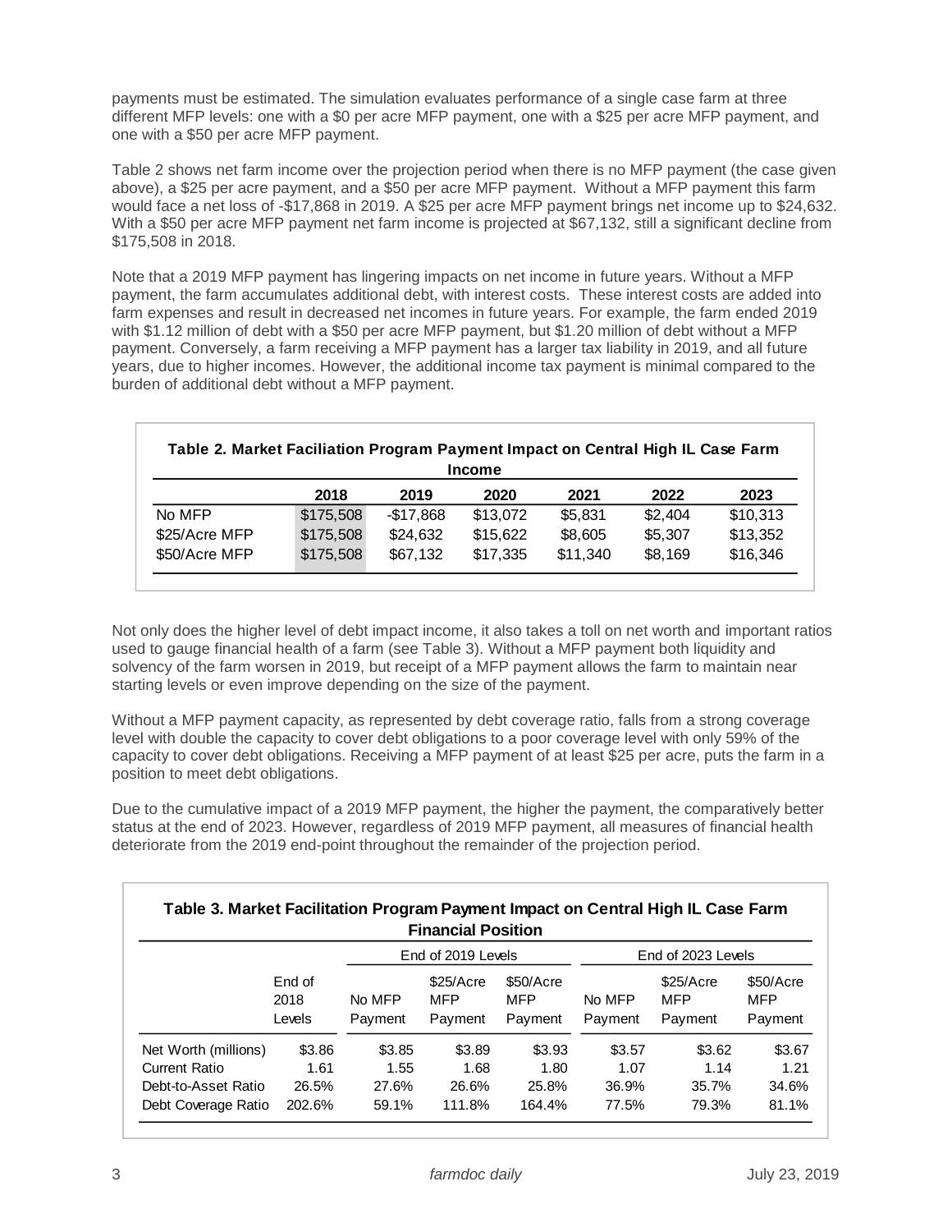payments must be estimated. The simulation evaluates performance of a single case farm at three different MFP levels: one with a $0 per acre MFP payment, one with a $25 per acre MFP payment, and one with a $50 per acre MFP payment.

Table 2 shows net farm income over the projection period when there is no MFP payment (the case given above), a $25 per acre payment, and a $50 per acre MFP payment. Without a MFP payment this farm would face a net loss of -$17,868 in 2019. A $25 per acre MFP payment brings net income up to $24,632. With a $50 per acre MFP payment net farm income is projected at $67,132, still a significant decline from $175,508 in 2018.

Note that a 2019 MFP payment has lingering impacts on net income in future years. Without a MFP payment, the farm accumulates additional debt, with interest costs. These interest costs are added into farm expenses and result in decreased net incomes in future years. For example, the farm ended 2019 with $1.12 million of debt with a $50 per acre MFP payment, but $1.20 million of debt without a MFP payment. Conversely, a farm receiving a MFP payment has a larger tax liability in 2019, and all future years, due to higher incomes. However, the additional income tax payment is minimal compared to the burden of additional debt without a MFP payment.

**Table 2. Market Faciliation Program Payment Impact on Central High IL Case Farm Income**

| | 2018 | 2019 | 2020 | 2021 | 2022 | 2023 |
|---|---|---|---|---|---|---|
| No MFP | $175,508 | -$17,868 | $13,072 | $5,831 | $2,404 | $10,313 |
| $25/Acre MFP | $175,508 | $24,632 | $15,622 | $8,605 | $5,307 | $13,352 |
| $50/Acre MFP | $175,508 | $67,132 | $17,335 | $11,340 | $8,169 | $16,346 |

Not only does the higher level of debt impact income, it also takes a toll on net worth and important ratios used to gauge financial health of a farm (see Table 3). Without a MFP payment both liquidity and solvency of the farm worsen in 2019, but receipt of a MFP payment allows the farm to maintain near starting levels or even improve depending on the size of the payment.

Without a MFP payment capacity, as represented by debt coverage ratio, falls from a strong coverage level with double the capacity to cover debt obligations to a poor coverage level with only 59% of the capacity to cover debt obligations. Receiving a MFP payment of at least $25 per acre, puts the farm in a position to meet debt obligations.

Due to the cumulative impact of a 2019 MFP payment, the higher the payment, the comparatively better status at the end of 2023. However, regardless of 2019 MFP payment, all measures of financial health deteriorate from the 2019 end-point throughout the remainder of the projection period.

**Table 3. Market Facilitation Program Payment Impact on Central High IL Case Farm Financial Position**

| | | End of 2019 Levels | | | End of 2023 Levels | | |
|---|---|---|---|---|---|---|---|
| | End of 2018 Levels | No MFP Payment | $25/Acre MFP Payment | $50/Acre MFP Payment | No MFP Payment | $25/Acre MFP Payment | $50/Acre MFP Payment |
| Net Worth (millions) | $3.86 | $3.85 | $3.89 | $3.93 | $3.57 | $3.62 | $3.67 |
| Current Ratio | 1.61 | 1.55 | 1.68 | 1.80 | 1.07 | 1.14 | 1.21 |
| Debt-to-Asset Ratio | 26.5% | 27.6% | 26.6% | 25.8% | 36.9% | 35.7% | 34.6% |
| Debt Coverage Ratio | 202.6% | 59.1% | 111.8% | 164.4% | 77.5% | 79.3% | 81.1% |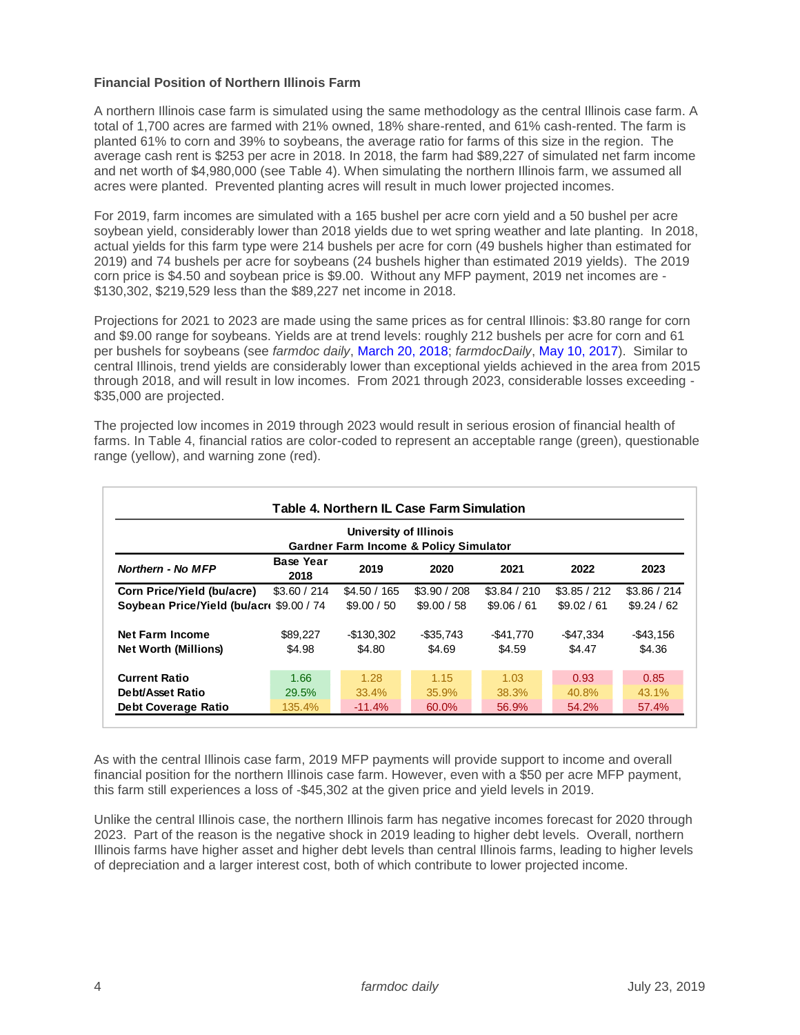**Financial Position of Northern Illinois Farm**

A northern Illinois case farm is simulated using the same methodology as the central Illinois case farm. A total of 1,700 acres are farmed with 21% owned, 18% share-rented, and 61% cash-rented. The farm is planted 61% to corn and 39% to soybeans, the average ratio for farms of this size in the region. The average cash rent is $253 per acre in 2018. In 2018, the farm had $89,227 of simulated net farm income and net worth of $4,980,000 (see Table 4). When simulating the northern Illinois farm, we assumed all acres were planted. Prevented planting acres will result in much lower projected incomes.

For 2019, farm incomes are simulated with a 165 bushel per acre corn yield and a 50 bushel per acre soybean yield, considerably lower than 2018 yields due to wet spring weather and late planting. In 2018, actual yields for this farm type were 214 bushels per acre for corn (49 bushels higher than estimated for 2019) and 74 bushels per acre for soybeans (24 bushels higher than estimated 2019 yields). The 2019 corn price is $4.50 and soybean price is $9.00. Without any MFP payment, 2019 net incomes are -$130,302, $219,529 less than the $89,227 net income in 2018.

Projections for 2021 to 2023 are made using the same prices as for central Illinois: $3.80 range for corn and $9.00 range for soybeans. Yields are at trend levels: roughly 212 bushels per acre for corn and 61 per bushels for soybeans (see *farmdoc daily*, March 20, 2018; *farmdocDaily*, May 10, 2017). Similar to central Illinois, trend yields are considerably lower than exceptional yields achieved in the area from 2015 through 2018, and will result in low incomes. From 2021 through 2023, considerable losses exceeding -$35,000 are projected.

The projected low incomes in 2019 through 2023 would result in serious erosion of financial health of farms. In Table 4, financial ratios are color-coded to represent an acceptable range (green), questionable range (yellow), and warning zone (red).

**Table 4. Northern IL Case Farm Simulation**

University of Illinois
Gardner Farm Income & Policy Simulator

| *Northern - No MFP* | Base Year 2018 | 2019 | 2020 | 2021 | 2022 | 2023 |
|---|---|---|---|---|---|---|
| **Corn Price/Yield (bu/acre)** | $3.60 / 214 | $4.50 / 165 | $3.90 / 208 | $3.84 / 210 | $3.85 / 212 | $3.86 / 214 |
| **Soybean Price/Yield (bu/acre)** | $9.00 / 74 | $9.00 / 50 | $9.00 / 58 | $9.06 / 61 | $9.02 / 61 | $9.24 / 62 |
| **Net Farm Income** | $89,227 | -$130,302 | -$35,743 | -$41,770 | -$47,334 | -$43,156 |
| **Net Worth (Millions)** | $4.98 | $4.80 | $4.69 | $4.59 | $4.47 | $4.36 |
| **Current Ratio** | 1.66 | 1.28 | 1.15 | 1.03 | 0.93 | 0.85 |
| **Debt/Asset Ratio** | 29.5% | 33.4% | 35.9% | 38.3% | 40.8% | 43.1% |
| **Debt Coverage Ratio** | 135.4% | -11.4% | 60.0% | 56.9% | 54.2% | 57.4% |

As with the central Illinois case farm, 2019 MFP payments will provide support to income and overall financial position for the northern Illinois case farm. However, even with a $50 per acre MFP payment, this farm still experiences a loss of -$45,302 at the given price and yield levels in 2019.

Unlike the central Illinois case, the northern Illinois farm has negative incomes forecast for 2020 through 2023. Part of the reason is the negative shock in 2019 leading to higher debt levels. Overall, northern Illinois farms have higher asset and higher debt levels than central Illinois farms, leading to higher levels of depreciation and a larger interest cost, both of which contribute to lower projected income.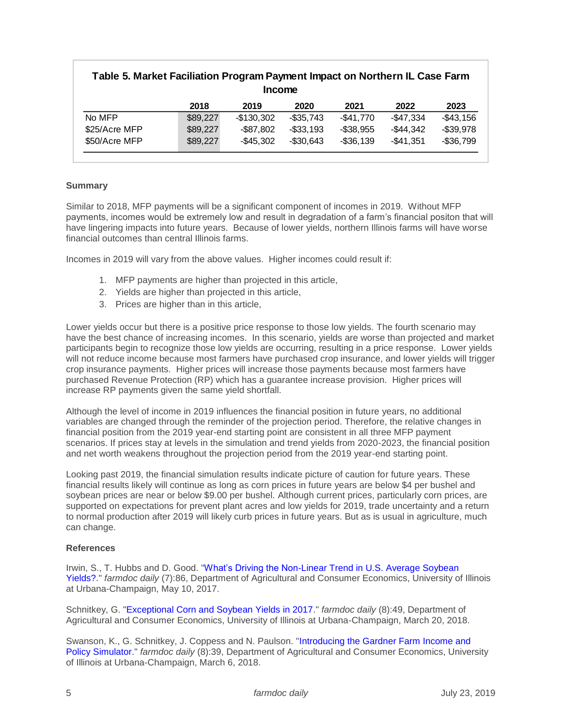**Table 5. Market Faciliation Program Payment Impact on Northern IL Case Farm Income**

| | 2018 | 2019 | 2020 | 2021 | 2022 | 2023 |
|---|---|---|---|---|---|---|
| No MFP | $89,227 | -$130,302 | -$35,743 | -$41,770 | -$47,334 | -$43,156 |
| $25/Acre MFP | $89,227 | -$87,802 | -$33,193 | -$38,955 | -$44,342 | -$39,978 |
| $50/Acre MFP | $89,227 | -$45,302 | -$30,643 | -$36,139 | -$41,351 | -$36,799 |

**Summary**

Similar to 2018, MFP payments will be a significant component of incomes in 2019. Without MFP payments, incomes would be extremely low and result in degradation of a farm's financial positon that will have lingering impacts into future years. Because of lower yields, northern Illinois farms will have worse financial outcomes than central Illinois farms.

Incomes in 2019 will vary from the above values. Higher incomes could result if:

1. MFP payments are higher than projected in this article,
2. Yields are higher than projected in this article,
3. Prices are higher than in this article,

Lower yields occur but there is a positive price response to those low yields. The fourth scenario may have the best chance of increasing incomes. In this scenario, yields are worse than projected and market participants begin to recognize those low yields are occurring, resulting in a price response. Lower yields will not reduce income because most farmers have purchased crop insurance, and lower yields will trigger crop insurance payments. Higher prices will increase those payments because most farmers have purchased Revenue Protection (RP) which has a guarantee increase provision. Higher prices will increase RP payments given the same yield shortfall.

Although the level of income in 2019 influences the financial position in future years, no additional variables are changed through the reminder of the projection period. Therefore, the relative changes in financial position from the 2019 year-end starting point are consistent in all three MFP payment scenarios. If prices stay at levels in the simulation and trend yields from 2020-2023, the financial position and net worth weakens throughout the projection period from the 2019 year-end starting point.

Looking past 2019, the financial simulation results indicate picture of caution for future years. These financial results likely will continue as long as corn prices in future years are below $4 per bushel and soybean prices are near or below $9.00 per bushel. Although current prices, particularly corn prices, are supported on expectations for prevent plant acres and low yields for 2019, trade uncertainty and a return to normal production after 2019 will likely curb prices in future years. But as is usual in agriculture, much can change.

**References**

Irwin, S., T. Hubbs and D. Good. "What's Driving the Non-Linear Trend in U.S. Average Soybean Yields?." *farmdoc daily* (7):86, Department of Agricultural and Consumer Economics, University of Illinois at Urbana-Champaign, May 10, 2017.

Schnitkey, G. "Exceptional Corn and Soybean Yields in 2017." *farmdoc daily* (8):49, Department of Agricultural and Consumer Economics, University of Illinois at Urbana-Champaign, March 20, 2018.

Swanson, K., G. Schnitkey, J. Coppess and N. Paulson. "Introducing the Gardner Farm Income and Policy Simulator." *farmdoc daily* (8):39, Department of Agricultural and Consumer Economics, University of Illinois at Urbana-Champaign, March 6, 2018.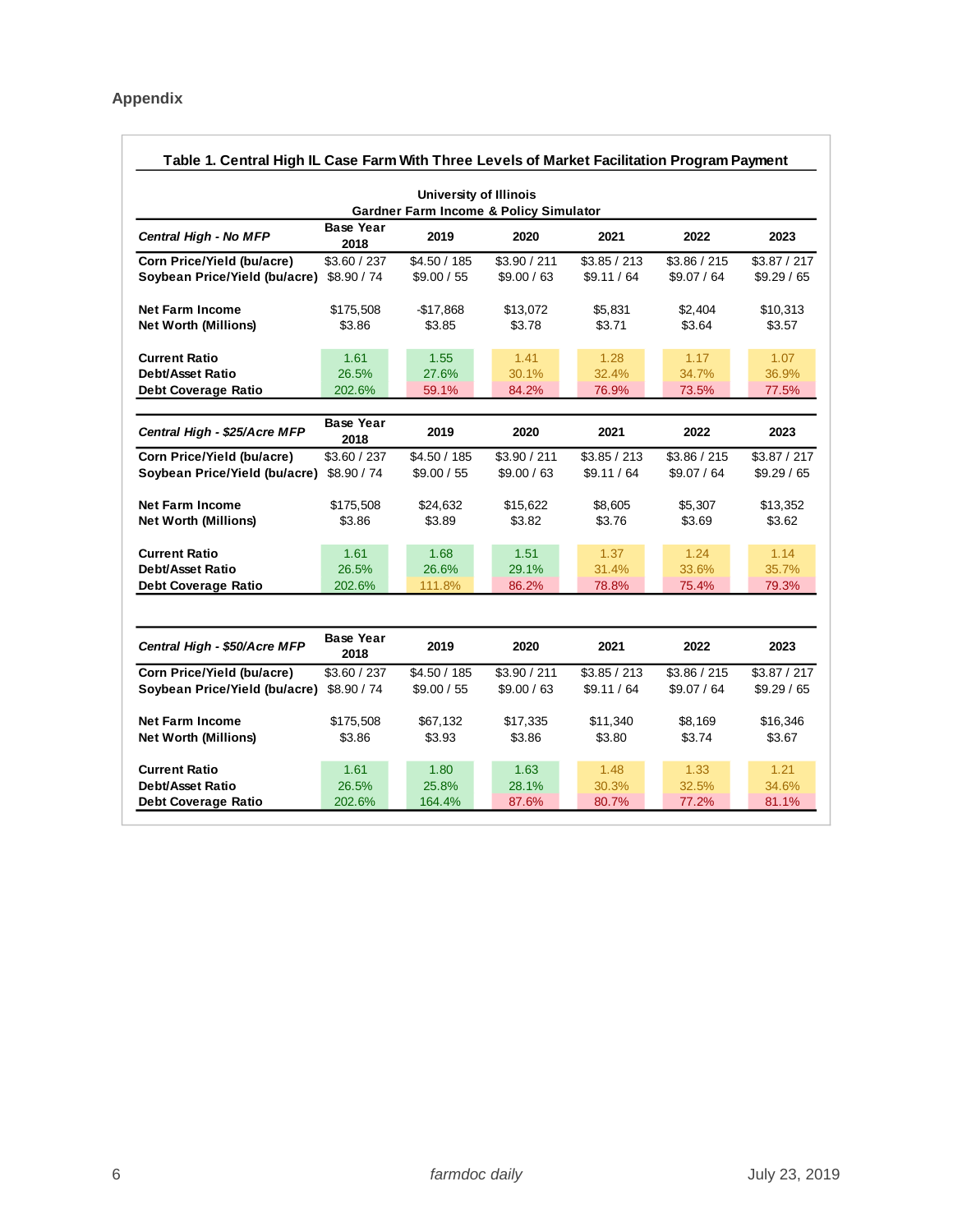## Appendix

**Table 1. Central High IL Case Farm With Three Levels of Market Facilitation Program Payment**

**University of Illinois**
**Gardner Farm Income & Policy Simulator**

| *Central High - No MFP* | Base Year 2018 | 2019 | 2020 | 2021 | 2022 | 2023 |
|---|---|---|---|---|---|---|
| **Corn Price/Yield (bu/acre)** | $3.60 / 237 | $4.50 / 185 | $3.90 / 211 | $3.85 / 213 | $3.86 / 215 | $3.87 / 217 |
| **Soybean Price/Yield (bu/acre)** | $8.90 / 74 | $9.00 / 55 | $9.00 / 63 | $9.11 / 64 | $9.07 / 64 | $9.29 / 65 |
| **Net Farm Income** | $175,508 | -$17,868 | $13,072 | $5,831 | $2,404 | $10,313 |
| **Net Worth (Millions)** | $3.86 | $3.85 | $3.78 | $3.71 | $3.64 | $3.57 |
| **Current Ratio** | 1.61 | 1.55 | 1.41 | 1.28 | 1.17 | 1.07 |
| **Debt/Asset Ratio** | 26.5% | 27.6% | 30.1% | 32.4% | 34.7% | 36.9% |
| **Debt Coverage Ratio** | 202.6% | 59.1% | 84.2% | 76.9% | 73.5% | 77.5% |

| *Central High - $25/Acre MFP* | Base Year 2018 | 2019 | 2020 | 2021 | 2022 | 2023 |
|---|---|---|---|---|---|---|
| **Corn Price/Yield (bu/acre)** | $3.60 / 237 | $4.50 / 185 | $3.90 / 211 | $3.85 / 213 | $3.86 / 215 | $3.87 / 217 |
| **Soybean Price/Yield (bu/acre)** | $8.90 / 74 | $9.00 / 55 | $9.00 / 63 | $9.11 / 64 | $9.07 / 64 | $9.29 / 65 |
| **Net Farm Income** | $175,508 | $24,632 | $15,622 | $8,605 | $5,307 | $13,352 |
| **Net Worth (Millions)** | $3.86 | $3.89 | $3.82 | $3.76 | $3.69 | $3.62 |
| **Current Ratio** | 1.61 | 1.68 | 1.51 | 1.37 | 1.24 | 1.14 |
| **Debt/Asset Ratio** | 26.5% | 26.6% | 29.1% | 31.4% | 33.6% | 35.7% |
| **Debt Coverage Ratio** | 202.6% | 111.8% | 86.2% | 78.8% | 75.4% | 79.3% |

| *Central High - $50/Acre MFP* | Base Year 2018 | 2019 | 2020 | 2021 | 2022 | 2023 |
|---|---|---|---|---|---|---|
| **Corn Price/Yield (bu/acre)** | $3.60 / 237 | $4.50 / 185 | $3.90 / 211 | $3.85 / 213 | $3.86 / 215 | $3.87 / 217 |
| **Soybean Price/Yield (bu/acre)** | $8.90 / 74 | $9.00 / 55 | $9.00 / 63 | $9.11 / 64 | $9.07 / 64 | $9.29 / 65 |
| **Net Farm Income** | $175,508 | $67,132 | $17,335 | $11,340 | $8,169 | $16,346 |
| **Net Worth (Millions)** | $3.86 | $3.93 | $3.86 | $3.80 | $3.74 | $3.67 |
| **Current Ratio** | 1.61 | 1.80 | 1.63 | 1.48 | 1.33 | 1.21 |
| **Debt/Asset Ratio** | 26.5% | 25.8% | 28.1% | 30.3% | 32.5% | 34.6% |
| **Debt Coverage Ratio** | 202.6% | 164.4% | 87.6% | 80.7% | 77.2% | 81.1% |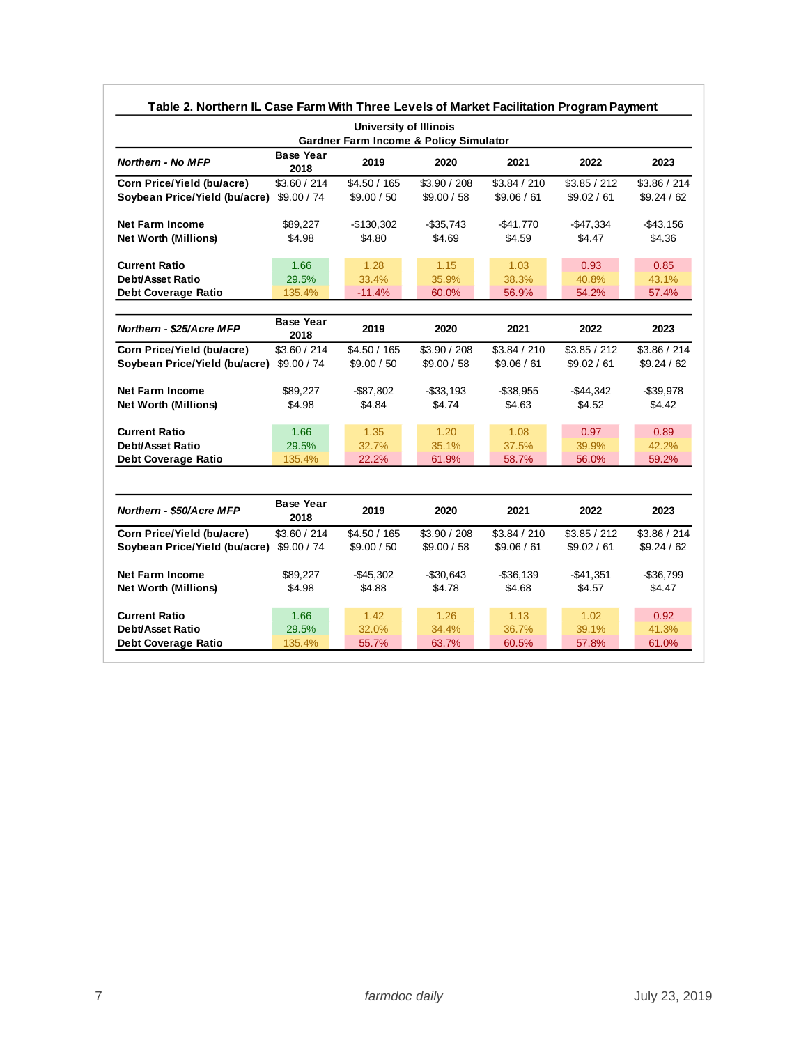**Table 2. Northern IL Case Farm With Three Levels of Market Facilitation Program Payment**

University of Illinois
Gardner Farm Income & Policy Simulator

| *Northern - No MFP* | Base Year 2018 | 2019 | 2020 | 2021 | 2022 | 2023 |
|---|---|---|---|---|---|---|
| Corn Price/Yield (bu/acre) | $3.60 / 214 | $4.50 / 165 | $3.90 / 208 | $3.84 / 210 | $3.85 / 212 | $3.86 / 214 |
| Soybean Price/Yield (bu/acre) | $9.00 / 74 | $9.00 / 50 | $9.00 / 58 | $9.06 / 61 | $9.02 / 61 | $9.24 / 62 |
| Net Farm Income | $89,227 | -$130,302 | -$35,743 | -$41,770 | -$47,334 | -$43,156 |
| Net Worth (Millions) | $4.98 | $4.80 | $4.69 | $4.59 | $4.47 | $4.36 |
| Current Ratio | 1.66 | 1.28 | 1.15 | 1.03 | 0.93 | 0.85 |
| Debt/Asset Ratio | 29.5% | 33.4% | 35.9% | 38.3% | 40.8% | 43.1% |
| Debt Coverage Ratio | 135.4% | -11.4% | 60.0% | 56.9% | 54.2% | 57.4% |

| *Northern - $25/Acre MFP* | Base Year 2018 | 2019 | 2020 | 2021 | 2022 | 2023 |
|---|---|---|---|---|---|---|
| Corn Price/Yield (bu/acre) | $3.60 / 214 | $4.50 / 165 | $3.90 / 208 | $3.84 / 210 | $3.85 / 212 | $3.86 / 214 |
| Soybean Price/Yield (bu/acre) | $9.00 / 74 | $9.00 / 50 | $9.00 / 58 | $9.06 / 61 | $9.02 / 61 | $9.24 / 62 |
| Net Farm Income | $89,227 | -$87,802 | -$33,193 | -$38,955 | -$44,342 | -$39,978 |
| Net Worth (Millions) | $4.98 | $4.84 | $4.74 | $4.63 | $4.52 | $4.42 |
| Current Ratio | 1.66 | 1.35 | 1.20 | 1.08 | 0.97 | 0.89 |
| Debt/Asset Ratio | 29.5% | 32.7% | 35.1% | 37.5% | 39.9% | 42.2% |
| Debt Coverage Ratio | 135.4% | 22.2% | 61.9% | 58.7% | 56.0% | 59.2% |

| *Northern - $50/Acre MFP* | Base Year 2018 | 2019 | 2020 | 2021 | 2022 | 2023 |
|---|---|---|---|---|---|---|
| Corn Price/Yield (bu/acre) | $3.60 / 214 | $4.50 / 165 | $3.90 / 208 | $3.84 / 210 | $3.85 / 212 | $3.86 / 214 |
| Soybean Price/Yield (bu/acre) | $9.00 / 74 | $9.00 / 50 | $9.00 / 58 | $9.06 / 61 | $9.02 / 61 | $9.24 / 62 |
| Net Farm Income | $89,227 | -$45,302 | -$30,643 | -$36,139 | -$41,351 | -$36,799 |
| Net Worth (Millions) | $4.98 | $4.88 | $4.78 | $4.68 | $4.57 | $4.47 |
| Current Ratio | 1.66 | 1.42 | 1.26 | 1.13 | 1.02 | 0.92 |
| Debt/Asset Ratio | 29.5% | 32.0% | 34.4% | 36.7% | 39.1% | 41.3% |
| Debt Coverage Ratio | 135.4% | 55.7% | 63.7% | 60.5% | 57.8% | 61.0% |